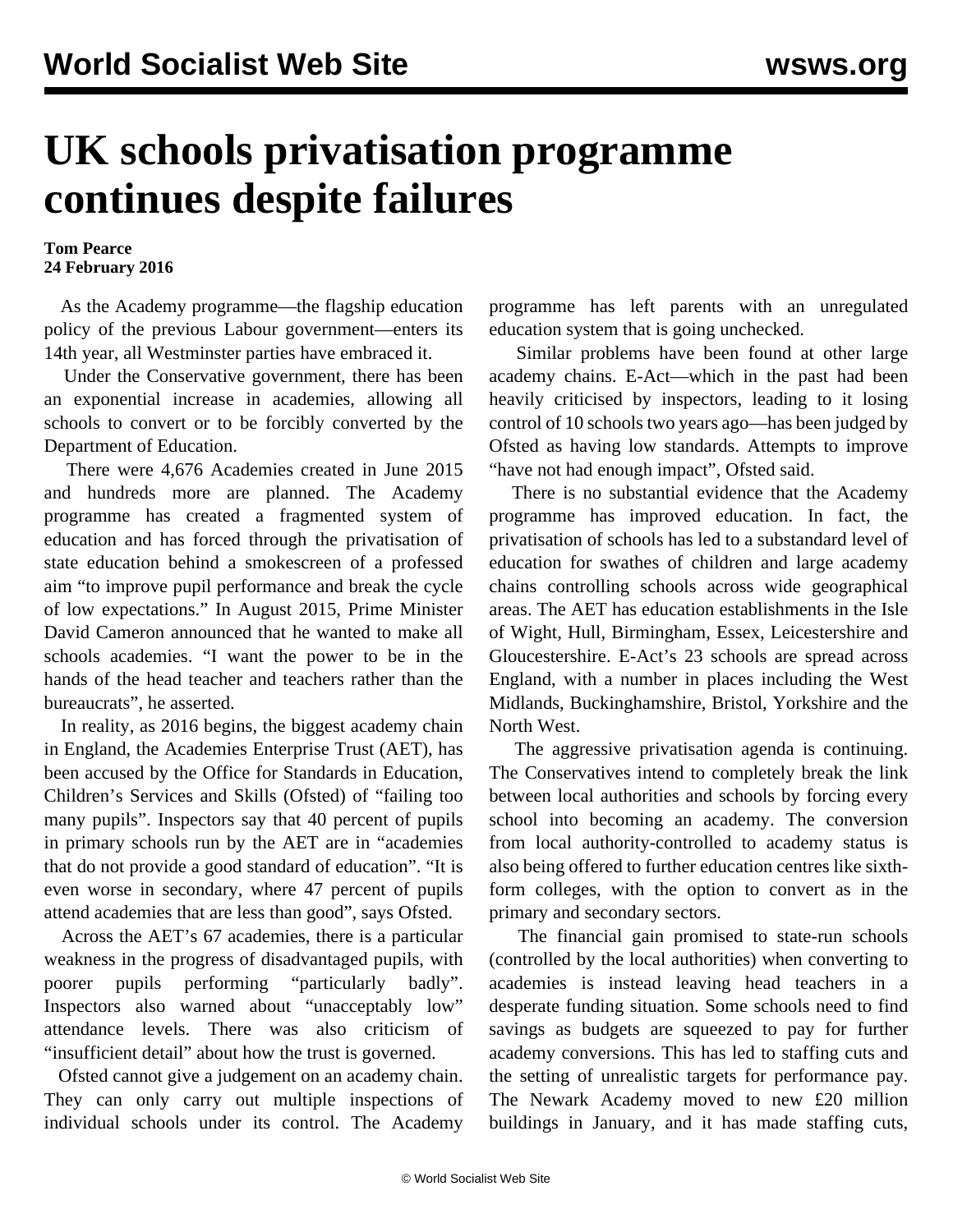# UK schools privatisation programme continues despite failures

**Tom Pearce**
**24 February 2016**

As the Academy programme—the flagship education policy of the previous Labour government—enters its 14th year, all Westminster parties have embraced it.

Under the Conservative government, there has been an exponential increase in academies, allowing all schools to convert or to be forcibly converted by the Department of Education.

There were 4,676 Academies created in June 2015 and hundreds more are planned. The Academy programme has created a fragmented system of education and has forced through the privatisation of state education behind a smokescreen of a professed aim "to improve pupil performance and break the cycle of low expectations." In August 2015, Prime Minister David Cameron announced that he wanted to make all schools academies. "I want the power to be in the hands of the head teacher and teachers rather than the bureaucrats", he asserted.

In reality, as 2016 begins, the biggest academy chain in England, the Academies Enterprise Trust (AET), has been accused by the Office for Standards in Education, Children's Services and Skills (Ofsted) of "failing too many pupils". Inspectors say that 40 percent of pupils in primary schools run by the AET are in "academies that do not provide a good standard of education". "It is even worse in secondary, where 47 percent of pupils attend academies that are less than good", says Ofsted.

Across the AET's 67 academies, there is a particular weakness in the progress of disadvantaged pupils, with poorer pupils performing "particularly badly". Inspectors also warned about "unacceptably low" attendance levels. There was also criticism of "insufficient detail" about how the trust is governed.

Ofsted cannot give a judgement on an academy chain. They can only carry out multiple inspections of individual schools under its control. The Academy programme has left parents with an unregulated education system that is going unchecked.

Similar problems have been found at other large academy chains. E-Act—which in the past had been heavily criticised by inspectors, leading to it losing control of 10 schools two years ago—has been judged by Ofsted as having low standards. Attempts to improve "have not had enough impact", Ofsted said.

There is no substantial evidence that the Academy programme has improved education. In fact, the privatisation of schools has led to a substandard level of education for swathes of children and large academy chains controlling schools across wide geographical areas. The AET has education establishments in the Isle of Wight, Hull, Birmingham, Essex, Leicestershire and Gloucestershire. E-Act's 23 schools are spread across England, with a number in places including the West Midlands, Buckinghamshire, Bristol, Yorkshire and the North West.

The aggressive privatisation agenda is continuing. The Conservatives intend to completely break the link between local authorities and schools by forcing every school into becoming an academy. The conversion from local authority-controlled to academy status is also being offered to further education centres like sixth-form colleges, with the option to convert as in the primary and secondary sectors.

The financial gain promised to state-run schools (controlled by the local authorities) when converting to academies is instead leaving head teachers in a desperate funding situation. Some schools need to find savings as budgets are squeezed to pay for further academy conversions. This has led to staffing cuts and the setting of unrealistic targets for performance pay. The Newark Academy moved to new £20 million buildings in January, and it has made staffing cuts,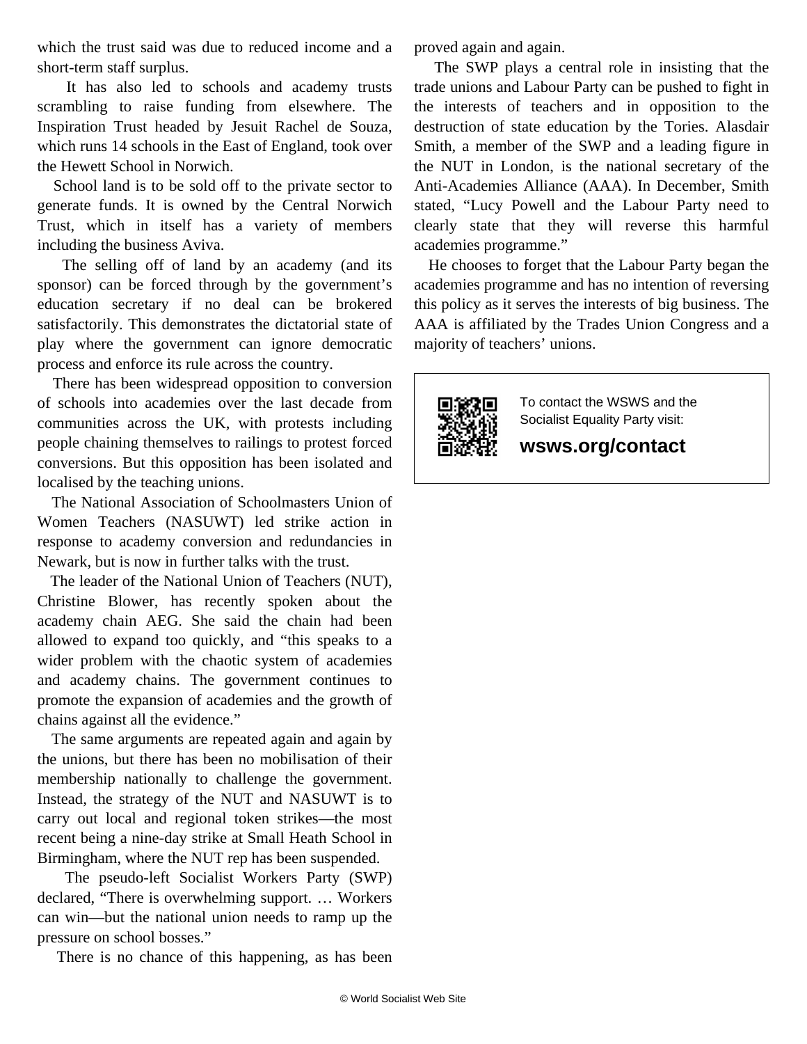which the trust said was due to reduced income and a short-term staff surplus.

It has also led to schools and academy trusts scrambling to raise funding from elsewhere. The Inspiration Trust headed by Jesuit Rachel de Souza, which runs 14 schools in the East of England, took over the Hewett School in Norwich.

School land is to be sold off to the private sector to generate funds. It is owned by the Central Norwich Trust, which in itself has a variety of members including the business Aviva.

The selling off of land by an academy (and its sponsor) can be forced through by the government's education secretary if no deal can be brokered satisfactorily. This demonstrates the dictatorial state of play where the government can ignore democratic process and enforce its rule across the country.

There has been widespread opposition to conversion of schools into academies over the last decade from communities across the UK, with protests including people chaining themselves to railings to protest forced conversions. But this opposition has been isolated and localised by the teaching unions.

The National Association of Schoolmasters Union of Women Teachers (NASUWT) led strike action in response to academy conversion and redundancies in Newark, but is now in further talks with the trust.

The leader of the National Union of Teachers (NUT), Christine Blower, has recently spoken about the academy chain AEG. She said the chain had been allowed to expand too quickly, and "this speaks to a wider problem with the chaotic system of academies and academy chains. The government continues to promote the expansion of academies and the growth of chains against all the evidence."

The same arguments are repeated again and again by the unions, but there has been no mobilisation of their membership nationally to challenge the government. Instead, the strategy of the NUT and NASUWT is to carry out local and regional token strikes—the most recent being a nine-day strike at Small Heath School in Birmingham, where the NUT rep has been suspended.

The pseudo-left Socialist Workers Party (SWP) declared, "There is overwhelming support. … Workers can win—but the national union needs to ramp up the pressure on school bosses."

There is no chance of this happening, as has been proved again and again.

The SWP plays a central role in insisting that the trade unions and Labour Party can be pushed to fight in the interests of teachers and in opposition to the destruction of state education by the Tories. Alasdair Smith, a member of the SWP and a leading figure in the NUT in London, is the national secretary of the Anti-Academies Alliance (AAA). In December, Smith stated, "Lucy Powell and the Labour Party need to clearly state that they will reverse this harmful academies programme."

He chooses to forget that the Labour Party began the academies programme and has no intention of reversing this policy as it serves the interests of big business. The AAA is affiliated by the Trades Union Congress and a majority of teachers' unions.

To contact the WSWS and the Socialist Equality Party visit:

**wsws.org/contact**